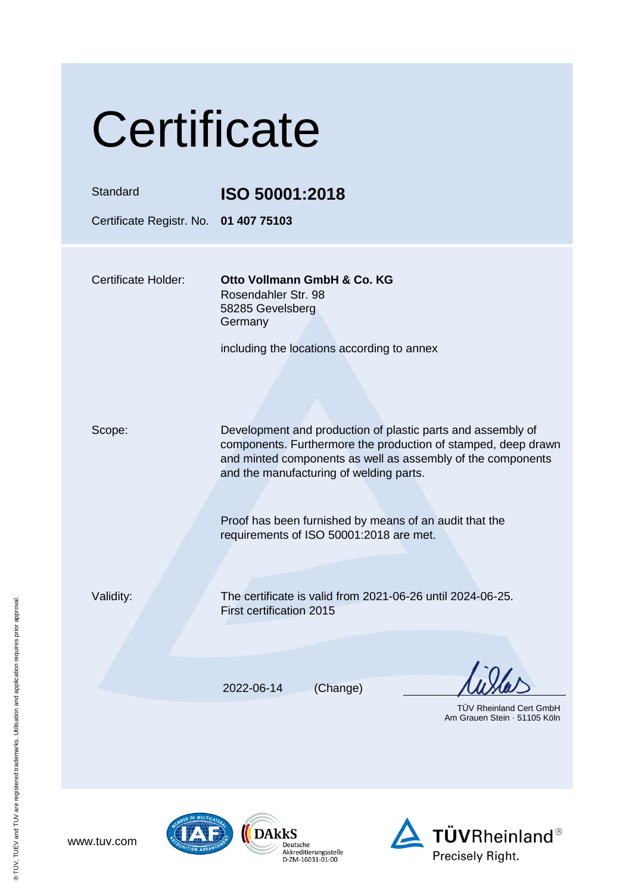# Certificate

| | |
|---|---|
| Standard | **ISO 50001:2018** |
| Certificate Registr. No. | **01 407 75103** |

| | |
|---|---|
| Certificate Holder: | **Otto Vollmann GmbH & Co. KG**<br>Rosendahler Str. 98<br>58285 Gevelsberg<br>Germany<br><br>including the locations according to annex |
| Scope: | Development and production of plastic parts and assembly of components. Furthermore the production of stamped, deep drawn and minted components as well as assembly of the components and the manufacturing of welding parts.<br><br>Proof has been furnished by means of an audit that the requirements of ISO 50001:2018 are met. |
| Validity: | The certificate is valid from 2021-06-26 until 2024-06-25.<br>First certification 2015 |

2022-06-14 (Change)

TÜV Rheinland Cert GmbH
Am Grauen Stein · 51105 Köln

www.tuv.com

DAkkS Deutsche Akkreditierungsstelle D-ZM-16031-01-00

TÜVRheinland® Precisely Right.

® TÜV, TUEV and TUV are registered trademarks. Utilisation and application requires prior approval.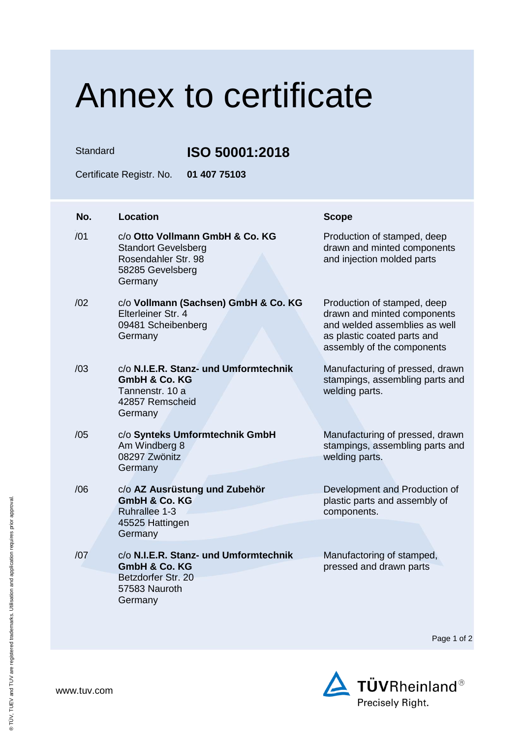# Annex to certificate

Standard **ISO 50001:2018**

Certificate Registr. No. **01 407 75103**

| No. | Location | Scope |
|---|---|---|
| /01 | c/o **Otto Vollmann GmbH & Co. KG**<br>Standort Gevelsberg<br>Rosendahler Str. 98<br>58285 Gevelsberg<br>Germany | Production of stamped, deep drawn and minted components and injection molded parts |
| /02 | c/o **Vollmann (Sachsen) GmbH & Co. KG**<br>Elterleiner Str. 4<br>09481 Scheibenberg<br>Germany | Production of stamped, deep drawn and minted components and welded assemblies as well as plastic coated parts and assembly of the components |
| /03 | c/o **N.I.E.R. Stanz- und Umformtechnik GmbH & Co. KG**<br>Tannenstr. 10 a<br>42857 Remscheid<br>Germany | Manufacturing of pressed, drawn stampings, assembling parts and welding parts. |
| /05 | c/o **Synteks Umformtechnik GmbH**<br>Am Windberg 8<br>08297 Zwönitz<br>Germany | Manufacturing of pressed, drawn stampings, assembling parts and welding parts. |
| /06 | c/o **AZ Ausrüstung und Zubehör GmbH & Co. KG**<br>Ruhrallee 1-3<br>45525 Hattingen<br>Germany | Development and Production of plastic parts and assembly of components. |
| /07 | c/o **N.I.E.R. Stanz- und Umformtechnik GmbH & Co. KG**<br>Betzdorfer Str. 20<br>57583 Nauroth<br>Germany | Manufactoring of stamped, pressed and drawn parts |

www.tuv.com

TÜVRheinland®
Precisely Right.

® TÜV, TUEV and TUV are registered trademarks. Utilisation and application requires prior approval.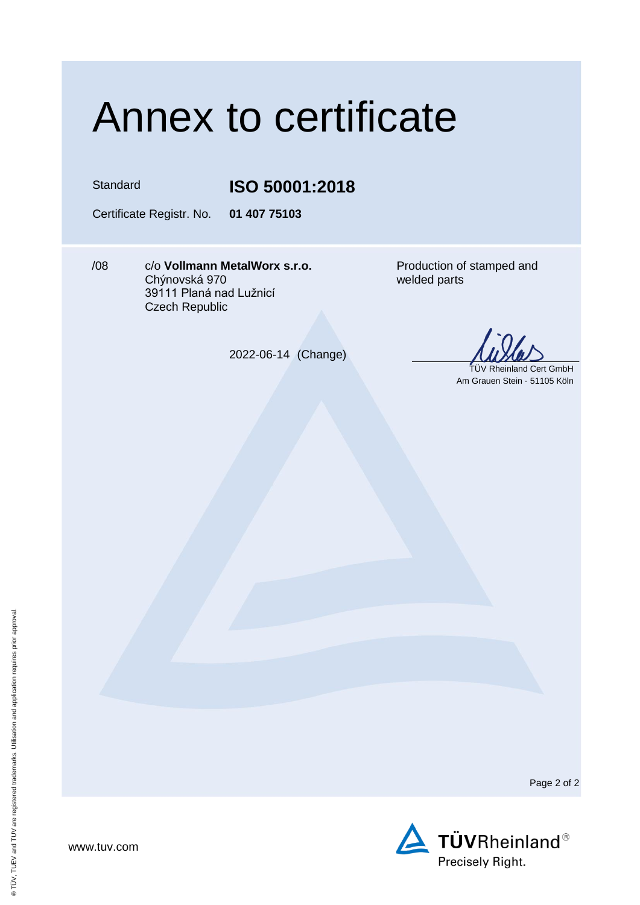# Annex to certificate

| | |
|---|---|
| Standard | **ISO 50001:2018** |
| Certificate Registr. No. | **01 407 75103** |

| | | |
|---|---|---|
| /08 | c/o **Vollmann MetalWorx s.r.o.**<br>Chýnovská 970<br>39111 Planá nad Lužnicí<br>Czech Republic | Production of stamped and welded parts |

2022-06-14 (Change)

TÜV Rheinland Cert GmbH
Am Grauen Stein · 51105 Köln

www.tuv.com

TÜVRheinland®
Precisely Right.

® TÜV, TUEV and TUV are registered trademarks. Utilisation and application requires prior approval.